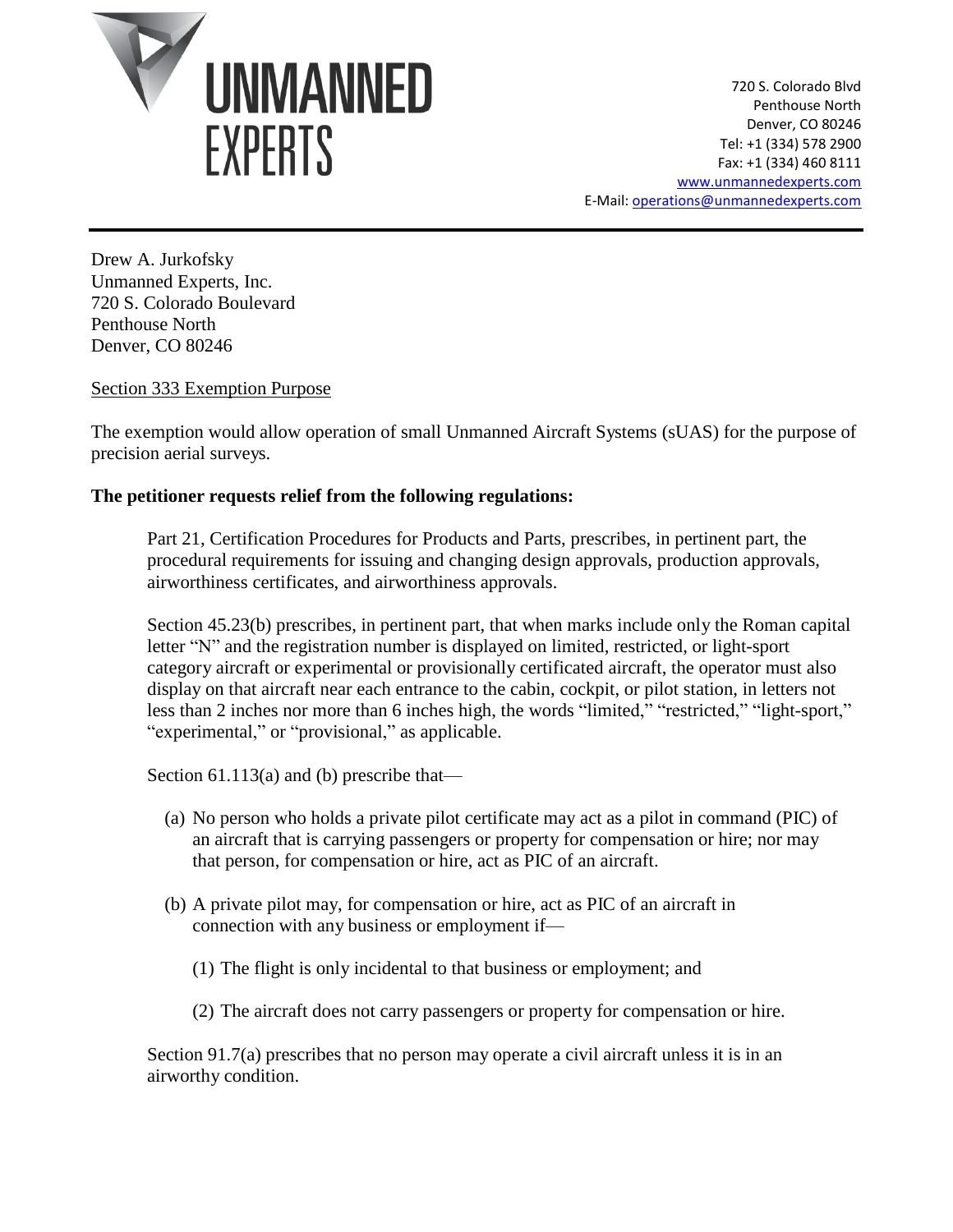# UNMANNED EXPERTS

720 S. Colorado Blvd
Penthouse North
Denver, CO 80246
Tel: +1 (334) 578 2900
Fax: +1 (334) 460 8111
www.unmannedexperts.com
E-Mail: operations@unmannedexperts.com

---

Drew A. Jurkofsky
Unmanned Experts, Inc.
720 S. Colorado Boulevard
Penthouse North
Denver, CO 80246

Section 333 Exemption Purpose

The exemption would allow operation of small Unmanned Aircraft Systems (sUAS) for the purpose of precision aerial surveys.

**The petitioner requests relief from the following regulations:**

> Part 21, Certification Procedures for Products and Parts, prescribes, in pertinent part, the procedural requirements for issuing and changing design approvals, production approvals, airworthiness certificates, and airworthiness approvals.
>
> Section 45.23(b) prescribes, in pertinent part, that when marks include only the Roman capital letter "N" and the registration number is displayed on limited, restricted, or light-sport category aircraft or experimental or provisionally certificated aircraft, the operator must also display on that aircraft near each entrance to the cabin, cockpit, or pilot station, in letters not less than 2 inches nor more than 6 inches high, the words "limited," "restricted," "light-sport," "experimental," or "provisional," as applicable.
>
> Section 61.113(a) and (b) prescribe that—
>
> (a) No person who holds a private pilot certificate may act as a pilot in command (PIC) of an aircraft that is carrying passengers or property for compensation or hire; nor may that person, for compensation or hire, act as PIC of an aircraft.
>
> (b) A private pilot may, for compensation or hire, act as PIC of an aircraft in connection with any business or employment if—
>
> (1) The flight is only incidental to that business or employment; and
>
> (2) The aircraft does not carry passengers or property for compensation or hire.
>
> Section 91.7(a) prescribes that no person may operate a civil aircraft unless it is in an airworthy condition.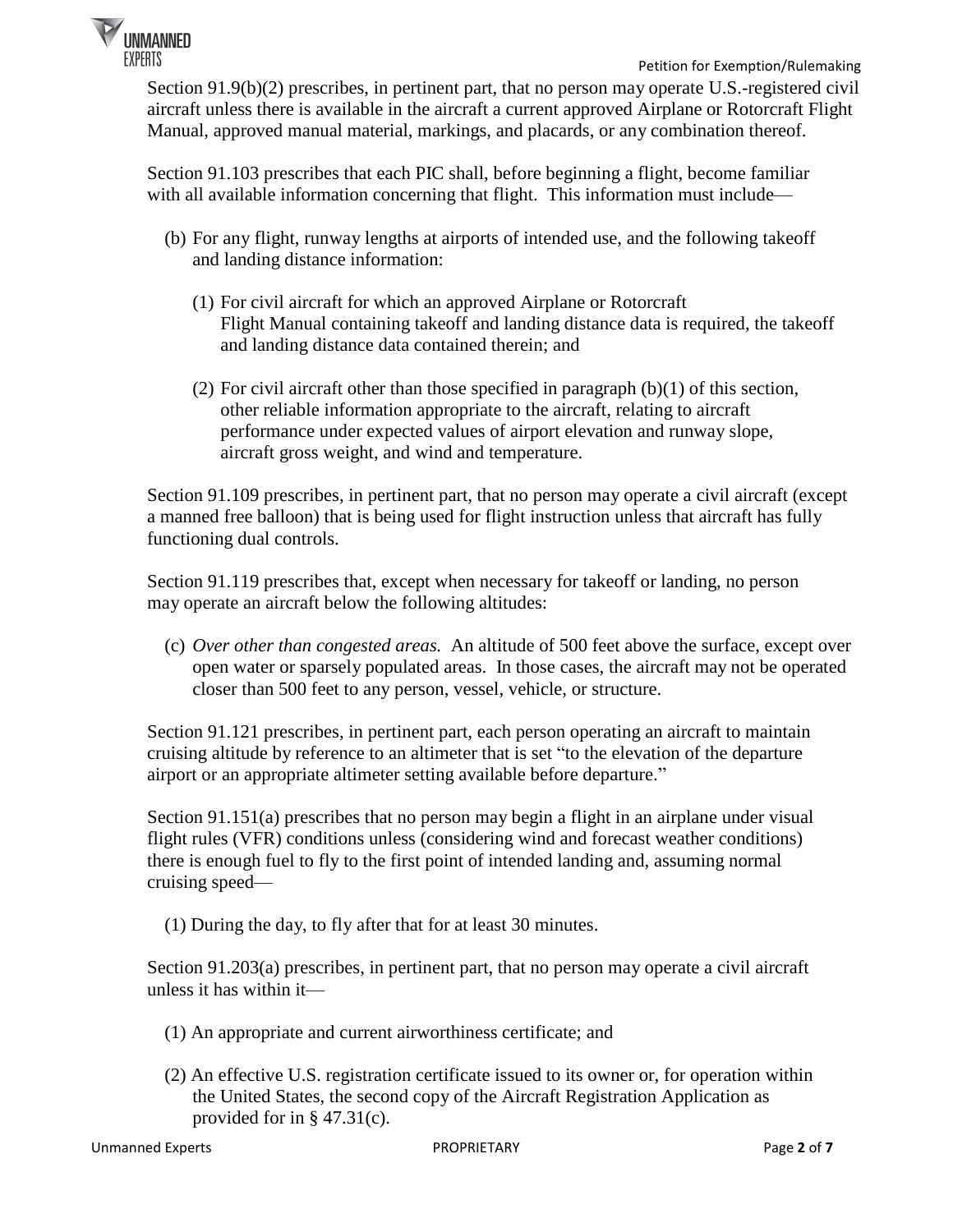Section 91.9(b)(2) prescribes, in pertinent part, that no person may operate U.S.-registered civil aircraft unless there is available in the aircraft a current approved Airplane or Rotorcraft Flight Manual, approved manual material, markings, and placards, or any combination thereof.

Section 91.103 prescribes that each PIC shall, before beginning a flight, become familiar with all available information concerning that flight. This information must include—

(b) For any flight, runway lengths at airports of intended use, and the following takeoff and landing distance information:

(1) For civil aircraft for which an approved Airplane or Rotorcraft Flight Manual containing takeoff and landing distance data is required, the takeoff and landing distance data contained therein; and

(2) For civil aircraft other than those specified in paragraph (b)(1) of this section, other reliable information appropriate to the aircraft, relating to aircraft performance under expected values of airport elevation and runway slope, aircraft gross weight, and wind and temperature.

Section 91.109 prescribes, in pertinent part, that no person may operate a civil aircraft (except a manned free balloon) that is being used for flight instruction unless that aircraft has fully functioning dual controls.

Section 91.119 prescribes that, except when necessary for takeoff or landing, no person may operate an aircraft below the following altitudes:

(c) *Over other than congested areas.* An altitude of 500 feet above the surface, except over open water or sparsely populated areas. In those cases, the aircraft may not be operated closer than 500 feet to any person, vessel, vehicle, or structure.

Section 91.121 prescribes, in pertinent part, each person operating an aircraft to maintain cruising altitude by reference to an altimeter that is set "to the elevation of the departure airport or an appropriate altimeter setting available before departure."

Section 91.151(a) prescribes that no person may begin a flight in an airplane under visual flight rules (VFR) conditions unless (considering wind and forecast weather conditions) there is enough fuel to fly to the first point of intended landing and, assuming normal cruising speed—

(1) During the day, to fly after that for at least 30 minutes.

Section 91.203(a) prescribes, in pertinent part, that no person may operate a civil aircraft unless it has within it—

(1) An appropriate and current airworthiness certificate; and

(2) An effective U.S. registration certificate issued to its owner or, for operation within the United States, the second copy of the Aircraft Registration Application as provided for in § 47.31(c).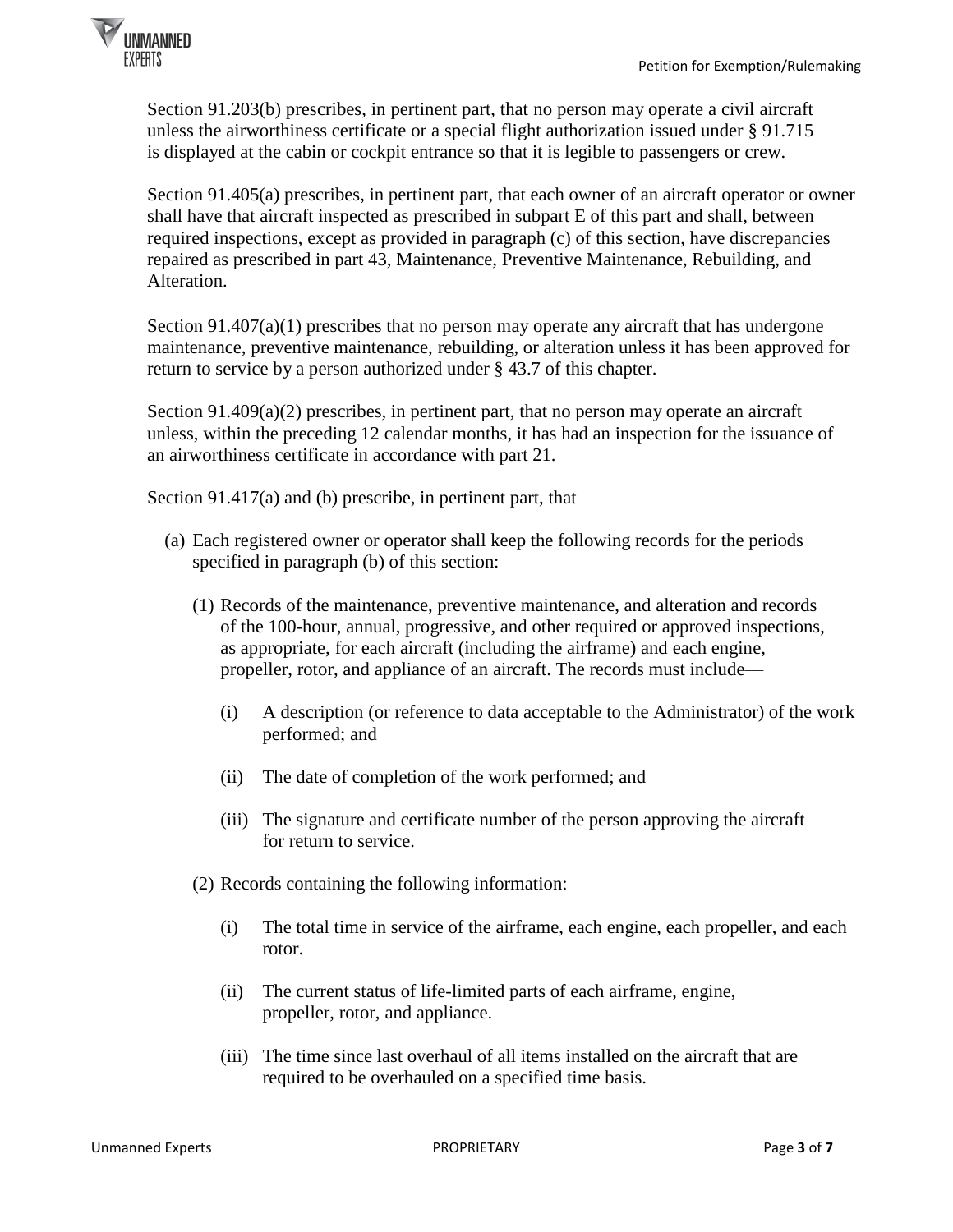Section 91.203(b) prescribes, in pertinent part, that no person may operate a civil aircraft unless the airworthiness certificate or a special flight authorization issued under § 91.715 is displayed at the cabin or cockpit entrance so that it is legible to passengers or crew.

Section 91.405(a) prescribes, in pertinent part, that each owner of an aircraft operator or owner shall have that aircraft inspected as prescribed in subpart E of this part and shall, between required inspections, except as provided in paragraph (c) of this section, have discrepancies repaired as prescribed in part 43, Maintenance, Preventive Maintenance, Rebuilding, and Alteration.

Section 91.407(a)(1) prescribes that no person may operate any aircraft that has undergone maintenance, preventive maintenance, rebuilding, or alteration unless it has been approved for return to service by a person authorized under § 43.7 of this chapter.

Section 91.409(a)(2) prescribes, in pertinent part, that no person may operate an aircraft unless, within the preceding 12 calendar months, it has had an inspection for the issuance of an airworthiness certificate in accordance with part 21.

Section 91.417(a) and (b) prescribe, in pertinent part, that—

(a) Each registered owner or operator shall keep the following records for the periods specified in paragraph (b) of this section:

  (1) Records of the maintenance, preventive maintenance, and alteration and records of the 100-hour, annual, progressive, and other required or approved inspections, as appropriate, for each aircraft (including the airframe) and each engine, propeller, rotor, and appliance of an aircraft. The records must include—

    (i) A description (or reference to data acceptable to the Administrator) of the work performed; and

    (ii) The date of completion of the work performed; and

    (iii) The signature and certificate number of the person approving the aircraft for return to service.

  (2) Records containing the following information:

    (i) The total time in service of the airframe, each engine, each propeller, and each rotor.

    (ii) The current status of life-limited parts of each airframe, engine, propeller, rotor, and appliance.

    (iii) The time since last overhaul of all items installed on the aircraft that are required to be overhauled on a specified time basis.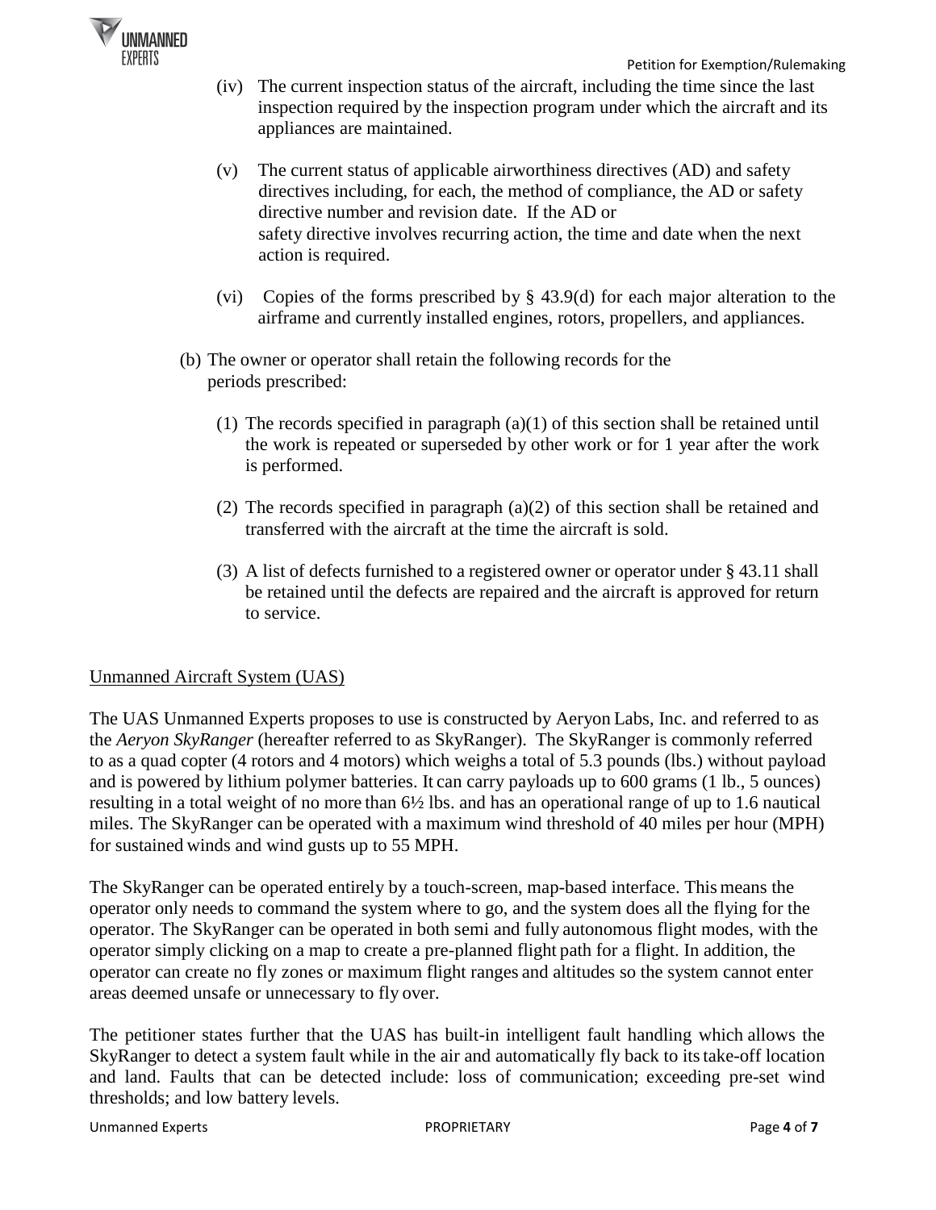(iv) The current inspection status of the aircraft, including the time since the last inspection required by the inspection program under which the aircraft and its appliances are maintained.

(v) The current status of applicable airworthiness directives (AD) and safety directives including, for each, the method of compliance, the AD or safety directive number and revision date. If the AD or safety directive involves recurring action, the time and date when the next action is required.

(vi) Copies of the forms prescribed by § 43.9(d) for each major alteration to the airframe and currently installed engines, rotors, propellers, and appliances.

(b) The owner or operator shall retain the following records for the periods prescribed:

(1) The records specified in paragraph (a)(1) of this section shall be retained until the work is repeated or superseded by other work or for 1 year after the work is performed.

(2) The records specified in paragraph (a)(2) of this section shall be retained and transferred with the aircraft at the time the aircraft is sold.

(3) A list of defects furnished to a registered owner or operator under § 43.11 shall be retained until the defects are repaired and the aircraft is approved for return to service.

Unmanned Aircraft System (UAS)

The UAS Unmanned Experts proposes to use is constructed by Aeryon Labs, Inc. and referred to as the *Aeryon SkyRanger* (hereafter referred to as SkyRanger). The SkyRanger is commonly referred to as a quad copter (4 rotors and 4 motors) which weighs a total of 5.3 pounds (lbs.) without payload and is powered by lithium polymer batteries. It can carry payloads up to 600 grams (1 lb., 5 ounces) resulting in a total weight of no more than 6½ lbs. and has an operational range of up to 1.6 nautical miles. The SkyRanger can be operated with a maximum wind threshold of 40 miles per hour (MPH) for sustained winds and wind gusts up to 55 MPH.

The SkyRanger can be operated entirely by a touch-screen, map-based interface. This means the operator only needs to command the system where to go, and the system does all the flying for the operator. The SkyRanger can be operated in both semi and fully autonomous flight modes, with the operator simply clicking on a map to create a pre-planned flight path for a flight. In addition, the operator can create no fly zones or maximum flight ranges and altitudes so the system cannot enter areas deemed unsafe or unnecessary to fly over.

The petitioner states further that the UAS has built-in intelligent fault handling which allows the SkyRanger to detect a system fault while in the air and automatically fly back to its take-off location and land. Faults that can be detected include: loss of communication; exceeding pre-set wind thresholds; and low battery levels.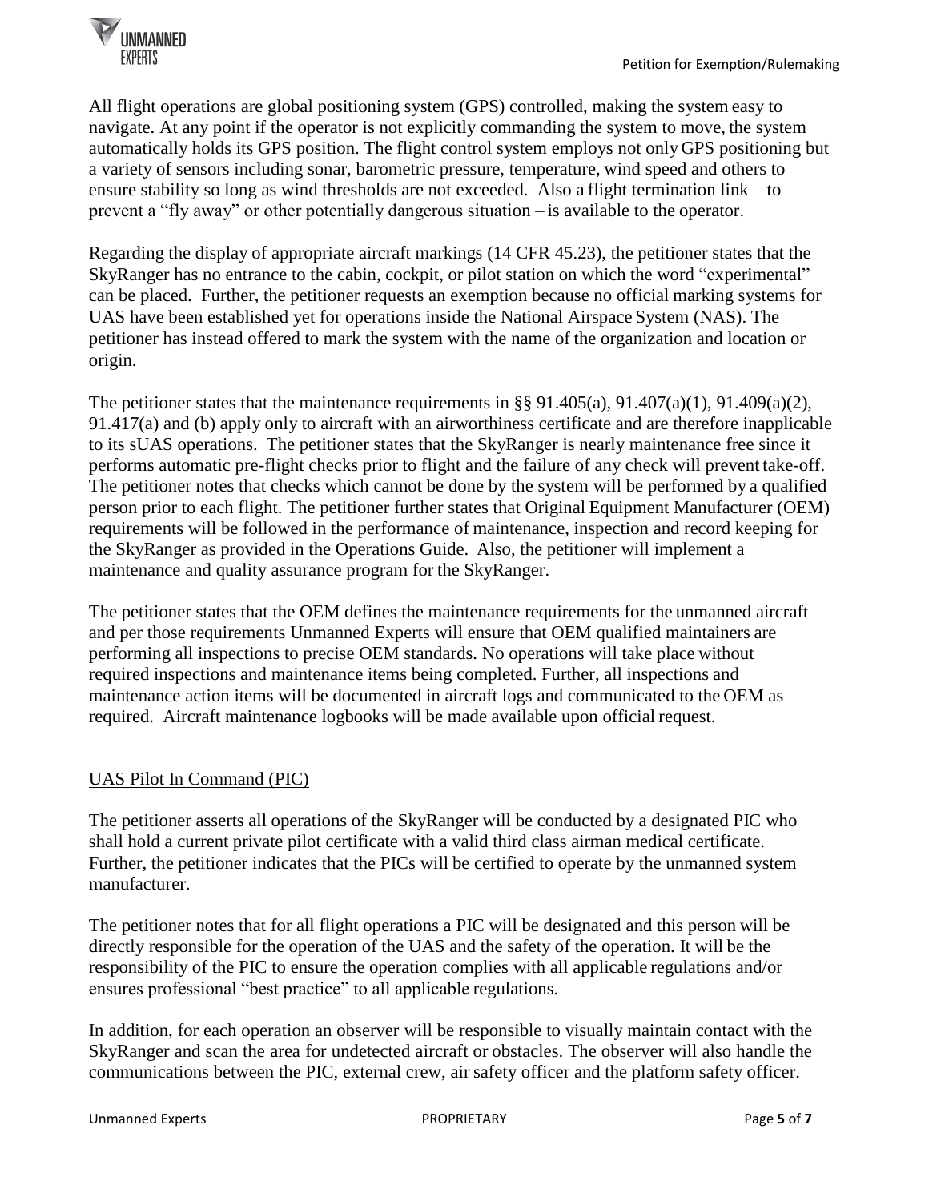All flight operations are global positioning system (GPS) controlled, making the system easy to navigate. At any point if the operator is not explicitly commanding the system to move, the system automatically holds its GPS position. The flight control system employs not only GPS positioning but a variety of sensors including sonar, barometric pressure, temperature, wind speed and others to ensure stability so long as wind thresholds are not exceeded. Also a flight termination link – to prevent a "fly away" or other potentially dangerous situation – is available to the operator.

Regarding the display of appropriate aircraft markings (14 CFR 45.23), the petitioner states that the SkyRanger has no entrance to the cabin, cockpit, or pilot station on which the word "experimental" can be placed. Further, the petitioner requests an exemption because no official marking systems for UAS have been established yet for operations inside the National Airspace System (NAS). The petitioner has instead offered to mark the system with the name of the organization and location or origin.

The petitioner states that the maintenance requirements in §§ 91.405(a), 91.407(a)(1), 91.409(a)(2), 91.417(a) and (b) apply only to aircraft with an airworthiness certificate and are therefore inapplicable to its sUAS operations. The petitioner states that the SkyRanger is nearly maintenance free since it performs automatic pre-flight checks prior to flight and the failure of any check will prevent take-off. The petitioner notes that checks which cannot be done by the system will be performed by a qualified person prior to each flight. The petitioner further states that Original Equipment Manufacturer (OEM) requirements will be followed in the performance of maintenance, inspection and record keeping for the SkyRanger as provided in the Operations Guide. Also, the petitioner will implement a maintenance and quality assurance program for the SkyRanger.

The petitioner states that the OEM defines the maintenance requirements for the unmanned aircraft and per those requirements Unmanned Experts will ensure that OEM qualified maintainers are performing all inspections to precise OEM standards. No operations will take place without required inspections and maintenance items being completed. Further, all inspections and maintenance action items will be documented in aircraft logs and communicated to the OEM as required. Aircraft maintenance logbooks will be made available upon official request.

## UAS Pilot In Command (PIC)

The petitioner asserts all operations of the SkyRanger will be conducted by a designated PIC who shall hold a current private pilot certificate with a valid third class airman medical certificate. Further, the petitioner indicates that the PICs will be certified to operate by the unmanned system manufacturer.

The petitioner notes that for all flight operations a PIC will be designated and this person will be directly responsible for the operation of the UAS and the safety of the operation. It will be the responsibility of the PIC to ensure the operation complies with all applicable regulations and/or ensures professional "best practice" to all applicable regulations.

In addition, for each operation an observer will be responsible to visually maintain contact with the SkyRanger and scan the area for undetected aircraft or obstacles. The observer will also handle the communications between the PIC, external crew, air safety officer and the platform safety officer.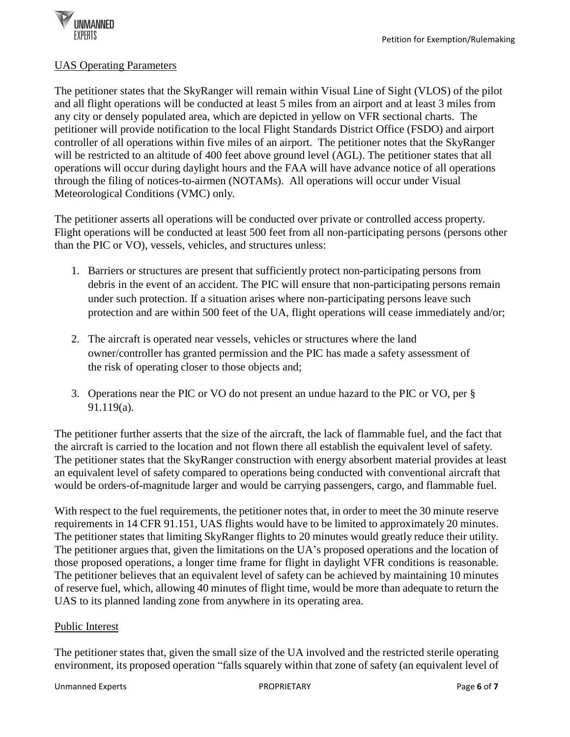UAS Operating Parameters

The petitioner states that the SkyRanger will remain within Visual Line of Sight (VLOS) of the pilot and all flight operations will be conducted at least 5 miles from an airport and at least 3 miles from any city or densely populated area, which are depicted in yellow on VFR sectional charts. The petitioner will provide notification to the local Flight Standards District Office (FSDO) and airport controller of all operations within five miles of an airport. The petitioner notes that the SkyRanger will be restricted to an altitude of 400 feet above ground level (AGL). The petitioner states that all operations will occur during daylight hours and the FAA will have advance notice of all operations through the filing of notices-to-airmen (NOTAMs). All operations will occur under Visual Meteorological Conditions (VMC) only.

The petitioner asserts all operations will be conducted over private or controlled access property. Flight operations will be conducted at least 500 feet from all non-participating persons (persons other than the PIC or VO), vessels, vehicles, and structures unless:

1. Barriers or structures are present that sufficiently protect non-participating persons from debris in the event of an accident. The PIC will ensure that non-participating persons remain under such protection. If a situation arises where non-participating persons leave such protection and are within 500 feet of the UA, flight operations will cease immediately and/or;

2. The aircraft is operated near vessels, vehicles or structures where the land owner/controller has granted permission and the PIC has made a safety assessment of the risk of operating closer to those objects and;

3. Operations near the PIC or VO do not present an undue hazard to the PIC or VO, per § 91.119(a).

The petitioner further asserts that the size of the aircraft, the lack of flammable fuel, and the fact that the aircraft is carried to the location and not flown there all establish the equivalent level of safety. The petitioner states that the SkyRanger construction with energy absorbent material provides at least an equivalent level of safety compared to operations being conducted with conventional aircraft that would be orders-of-magnitude larger and would be carrying passengers, cargo, and flammable fuel.

With respect to the fuel requirements, the petitioner notes that, in order to meet the 30 minute reserve requirements in 14 CFR 91.151, UAS flights would have to be limited to approximately 20 minutes. The petitioner states that limiting SkyRanger flights to 20 minutes would greatly reduce their utility. The petitioner argues that, given the limitations on the UA's proposed operations and the location of those proposed operations, a longer time frame for flight in daylight VFR conditions is reasonable. The petitioner believes that an equivalent level of safety can be achieved by maintaining 10 minutes of reserve fuel, which, allowing 40 minutes of flight time, would be more than adequate to return the UAS to its planned landing zone from anywhere in its operating area.

Public Interest

The petitioner states that, given the small size of the UA involved and the restricted sterile operating environment, its proposed operation "falls squarely within that zone of safety (an equivalent level of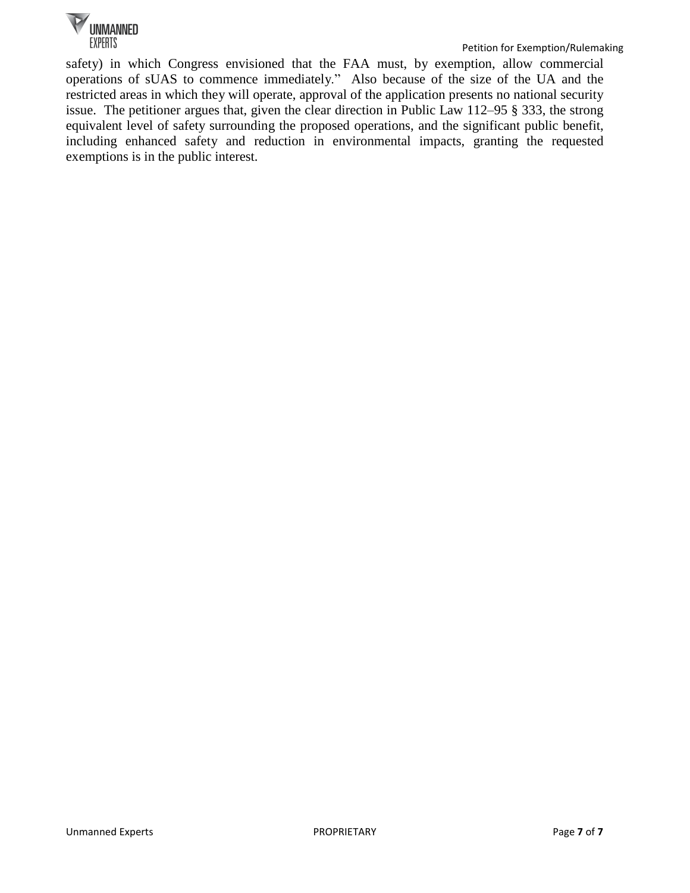safety) in which Congress envisioned that the FAA must, by exemption, allow commercial operations of sUAS to commence immediately." Also because of the size of the UA and the restricted areas in which they will operate, approval of the application presents no national security issue. The petitioner argues that, given the clear direction in Public Law 112–95 § 333, the strong equivalent level of safety surrounding the proposed operations, and the significant public benefit, including enhanced safety and reduction in environmental impacts, granting the requested exemptions is in the public interest.